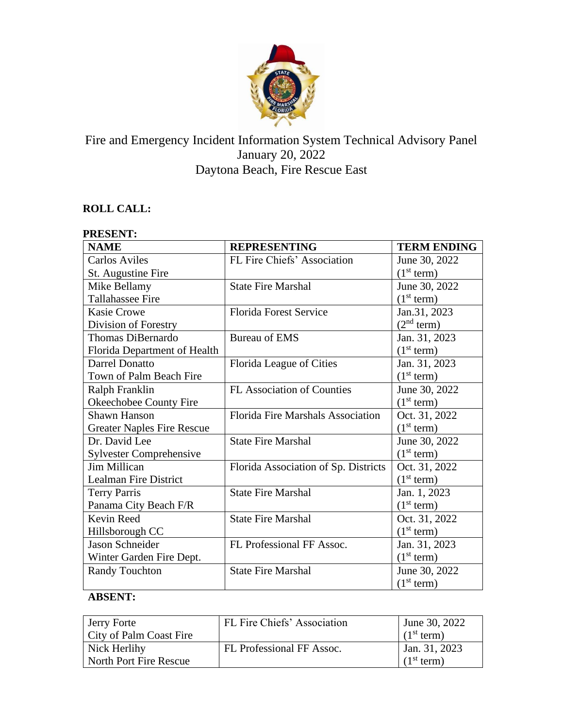# Fire and Emergency Incident Information System Technical Advisory Panel
## January 20, 2022
## Daytona Beach, Fire Rescue East

**ROLL CALL:**

**PRESENT:**

| NAME | REPRESENTING | TERM ENDING |
|---|---|---|
| Carlos Aviles<br>St. Augustine Fire | FL Fire Chiefs' Association | June 30, 2022<br>(1st term) |
| Mike Bellamy<br>Tallahassee Fire | State Fire Marshal | June 30, 2022<br>(1st term) |
| Kasie Crowe<br>Division of Forestry | Florida Forest Service | Jan.31, 2023<br>(2nd term) |
| Thomas DiBernardo<br>Florida Department of Health | Bureau of EMS | Jan. 31, 2023<br>(1st term) |
| Darrel Donatto<br>Town of Palm Beach Fire | Florida League of Cities | Jan. 31, 2023<br>(1st term) |
| Ralph Franklin<br>Okeechobee County Fire | FL Association of Counties | June 30, 2022<br>(1st term) |
| Shawn Hanson<br>Greater Naples Fire Rescue | Florida Fire Marshals Association | Oct. 31, 2022<br>(1st term) |
| Dr. David Lee<br>Sylvester Comprehensive | State Fire Marshal | June 30, 2022<br>(1st term) |
| Jim Millican<br>Lealman Fire District | Florida Association of Sp. Districts | Oct. 31, 2022<br>(1st term) |
| Terry Parris<br>Panama City Beach F/R | State Fire Marshal | Jan. 1, 2023<br>(1st term) |
| Kevin Reed<br>Hillsborough CC | State Fire Marshal | Oct. 31, 2022<br>(1st term) |
| Jason Schneider<br>Winter Garden Fire Dept. | FL Professional FF Assoc. | Jan. 31, 2023<br>(1st term) |
| Randy Touchton | State Fire Marshal | June 30, 2022<br>(1st term) |

**ABSENT:**

| NAME | REPRESENTING | TERM ENDING |
|---|---|---|
| Jerry Forte<br>City of Palm Coast Fire | FL Fire Chiefs' Association | June 30, 2022<br>(1st term) |
| Nick Herlihy<br>North Port Fire Rescue | FL Professional FF Assoc. | Jan. 31, 2023<br>(1st term) |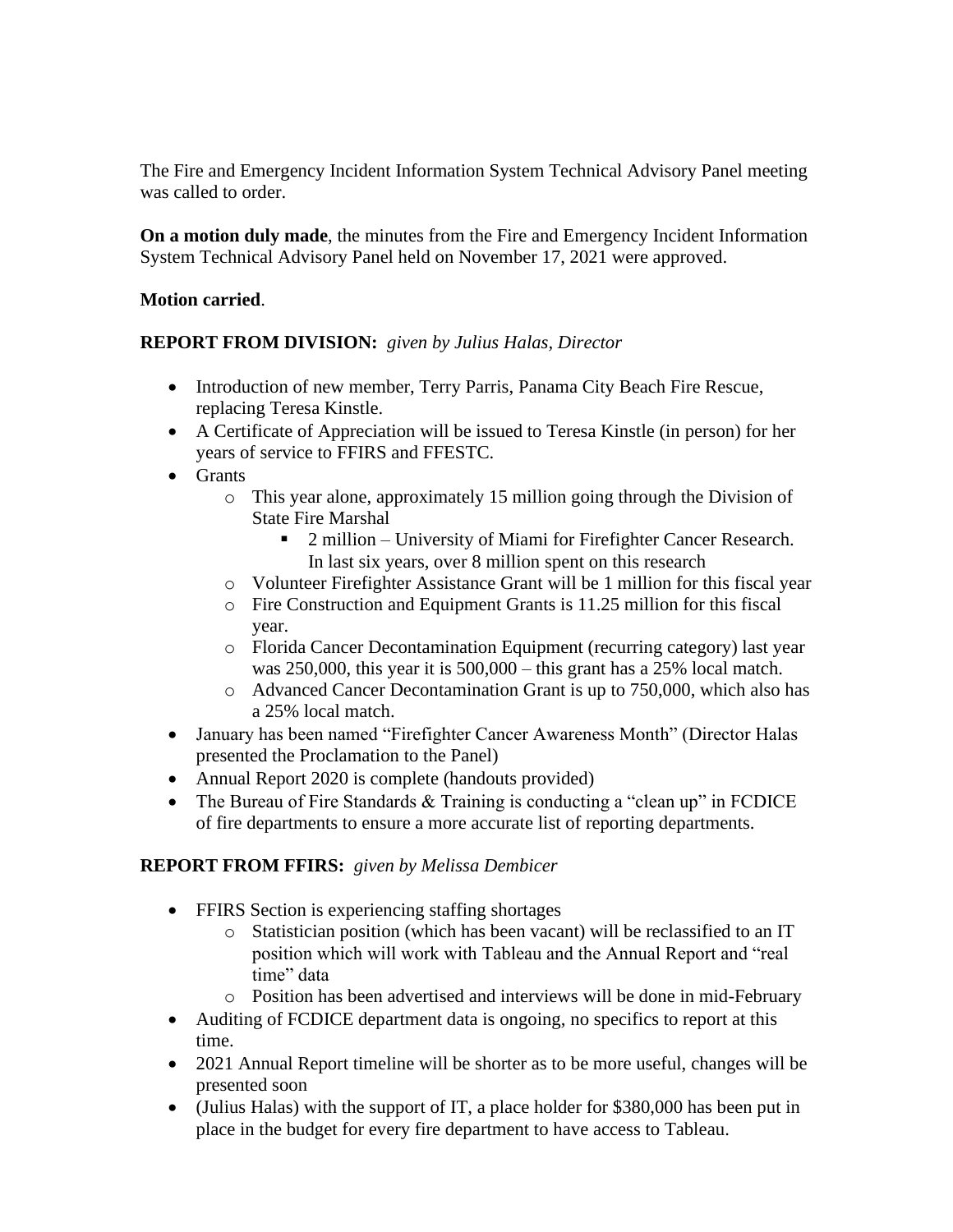The Fire and Emergency Incident Information System Technical Advisory Panel meeting was called to order.

**On a motion duly made**, the minutes from the Fire and Emergency Incident Information System Technical Advisory Panel held on November 17, 2021 were approved.

**Motion carried**.

**REPORT FROM DIVISION:** *given by Julius Halas, Director*

- Introduction of new member, Terry Parris, Panama City Beach Fire Rescue, replacing Teresa Kinstle.
- A Certificate of Appreciation will be issued to Teresa Kinstle (in person) for her years of service to FFIRS and FFESTC.
- Grants
  - This year alone, approximately 15 million going through the Division of State Fire Marshal
    - 2 million – University of Miami for Firefighter Cancer Research. In last six years, over 8 million spent on this research
  - Volunteer Firefighter Assistance Grant will be 1 million for this fiscal year
  - Fire Construction and Equipment Grants is 11.25 million for this fiscal year.
  - Florida Cancer Decontamination Equipment (recurring category) last year was 250,000, this year it is 500,000 – this grant has a 25% local match.
  - Advanced Cancer Decontamination Grant is up to 750,000, which also has a 25% local match.
- January has been named "Firefighter Cancer Awareness Month" (Director Halas presented the Proclamation to the Panel)
- Annual Report 2020 is complete (handouts provided)
- The Bureau of Fire Standards & Training is conducting a "clean up" in FCDICE of fire departments to ensure a more accurate list of reporting departments.

**REPORT FROM FFIRS:** *given by Melissa Dembicer*

- FFIRS Section is experiencing staffing shortages
  - Statistician position (which has been vacant) will be reclassified to an IT position which will work with Tableau and the Annual Report and "real time" data
  - Position has been advertised and interviews will be done in mid-February
- Auditing of FCDICE department data is ongoing, no specifics to report at this time.
- 2021 Annual Report timeline will be shorter as to be more useful, changes will be presented soon
- (Julius Halas) with the support of IT, a place holder for $380,000 has been put in place in the budget for every fire department to have access to Tableau.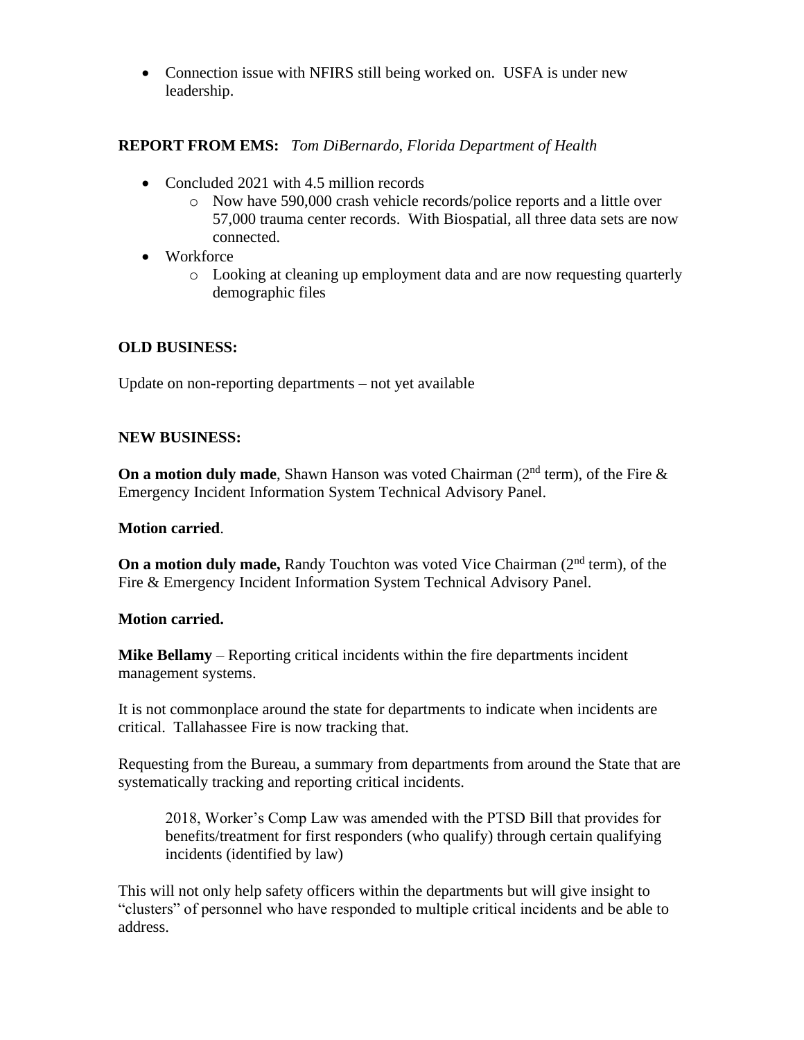- Connection issue with NFIRS still being worked on. USFA is under new leadership.

**REPORT FROM EMS:** *Tom DiBernardo, Florida Department of Health*

- Concluded 2021 with 4.5 million records
  - Now have 590,000 crash vehicle records/police reports and a little over 57,000 trauma center records. With Biospatial, all three data sets are now connected.
- Workforce
  - Looking at cleaning up employment data and are now requesting quarterly demographic files

**OLD BUSINESS:**

Update on non-reporting departments – not yet available

**NEW BUSINESS:**

**On a motion duly made**, Shawn Hanson was voted Chairman (2nd term), of the Fire & Emergency Incident Information System Technical Advisory Panel.

**Motion carried**.

**On a motion duly made,** Randy Touchton was voted Vice Chairman (2nd term), of the Fire & Emergency Incident Information System Technical Advisory Panel.

**Motion carried.**

**Mike Bellamy** – Reporting critical incidents within the fire departments incident management systems.

It is not commonplace around the state for departments to indicate when incidents are critical. Tallahassee Fire is now tracking that.

Requesting from the Bureau, a summary from departments from around the State that are systematically tracking and reporting critical incidents.

> 2018, Worker's Comp Law was amended with the PTSD Bill that provides for benefits/treatment for first responders (who qualify) through certain qualifying incidents (identified by law)

This will not only help safety officers within the departments but will give insight to "clusters" of personnel who have responded to multiple critical incidents and be able to address.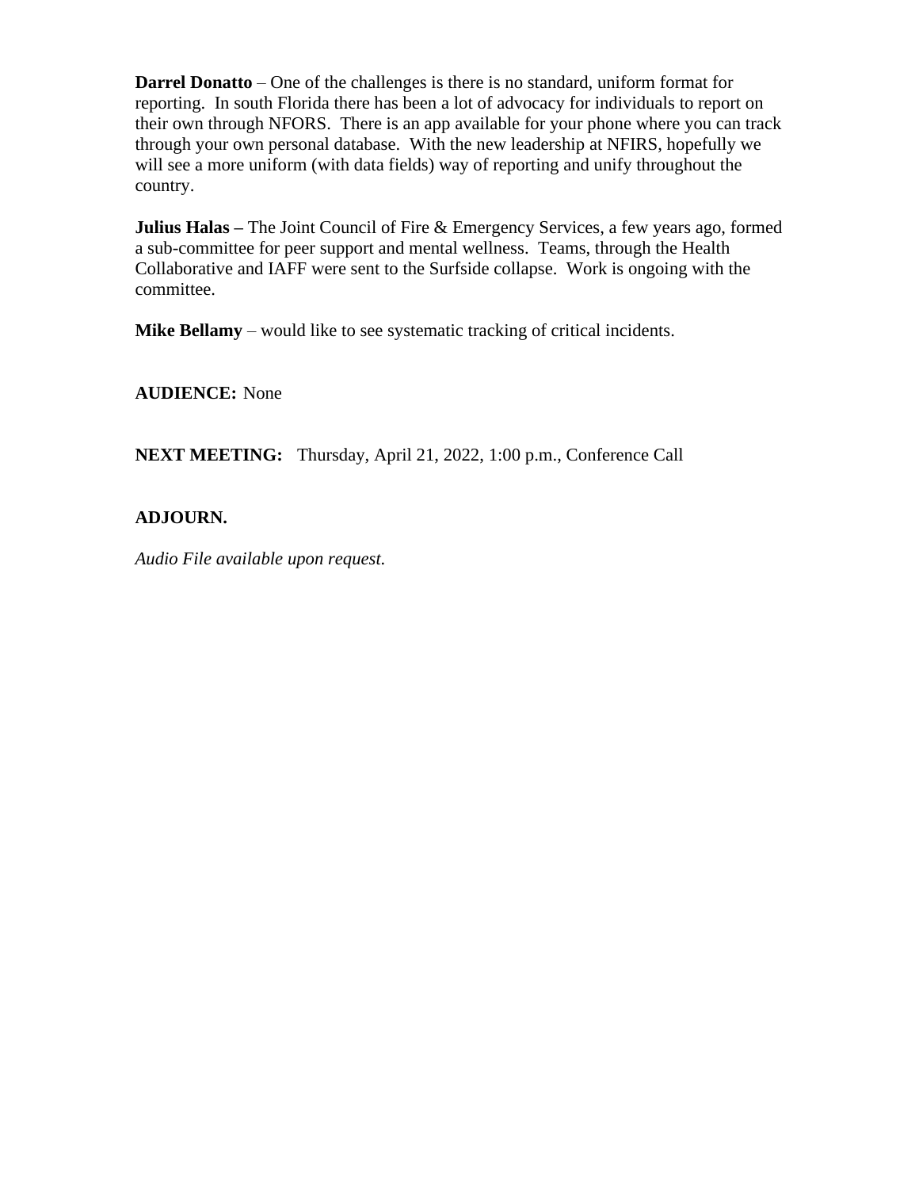**Darrel Donatto** – One of the challenges is there is no standard, uniform format for reporting. In south Florida there has been a lot of advocacy for individuals to report on their own through NFORS. There is an app available for your phone where you can track through your own personal database. With the new leadership at NFIRS, hopefully we will see a more uniform (with data fields) way of reporting and unify throughout the country.

**Julius Halas –** The Joint Council of Fire & Emergency Services, a few years ago, formed a sub-committee for peer support and mental wellness. Teams, through the Health Collaborative and IAFF were sent to the Surfside collapse. Work is ongoing with the committee.

**Mike Bellamy** – would like to see systematic tracking of critical incidents.

**AUDIENCE:** None

**NEXT MEETING:** Thursday, April 21, 2022, 1:00 p.m., Conference Call

**ADJOURN.**

*Audio File available upon request.*